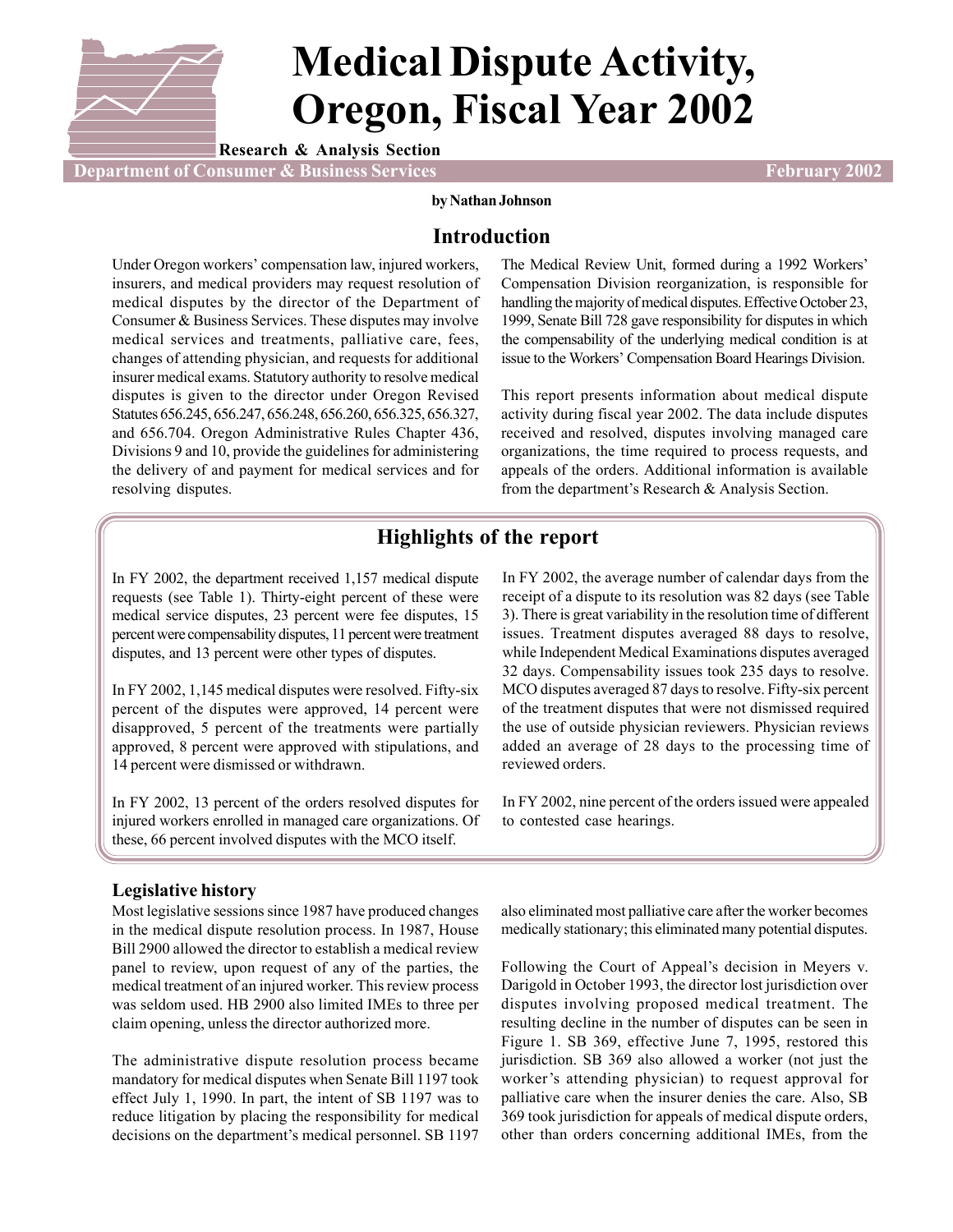# Medical Dispute Activity, Oregon, Fiscal Year 2002

**Research & Analysis Section**

**Department of Consumer & Business Services** — **February 2002**

**by Nathan Johnson**

## Introduction

Under Oregon workers' compensation law, injured workers, insurers, and medical providers may request resolution of medical disputes by the director of the Department of Consumer & Business Services. These disputes may involve medical services and treatments, palliative care, fees, changes of attending physician, and requests for additional insurer medical exams. Statutory authority to resolve medical disputes is given to the director under Oregon Revised Statutes 656.245, 656.247, 656.248, 656.260, 656.325, 656.327, and 656.704. Oregon Administrative Rules Chapter 436, Divisions 9 and 10, provide the guidelines for administering the delivery of and payment for medical services and for resolving disputes.

The Medical Review Unit, formed during a 1992 Workers' Compensation Division reorganization, is responsible for handling the majority of medical disputes. Effective October 23, 1999, Senate Bill 728 gave responsibility for disputes in which the compensability of the underlying medical condition is at issue to the Workers' Compensation Board Hearings Division.

This report presents information about medical dispute activity during fiscal year 2002. The data include disputes received and resolved, disputes involving managed care organizations, the time required to process requests, and appeals of the orders. Additional information is available from the department's Research & Analysis Section.

## Highlights of the report

In FY 2002, the department received 1,157 medical dispute requests (see Table 1). Thirty-eight percent of these were medical service disputes, 23 percent were fee disputes, 15 percent were compensability disputes, 11 percent were treatment disputes, and 13 percent were other types of disputes.

In FY 2002, 1,145 medical disputes were resolved. Fifty-six percent of the disputes were approved, 14 percent were disapproved, 5 percent of the treatments were partially approved, 8 percent were approved with stipulations, and 14 percent were dismissed or withdrawn.

In FY 2002, 13 percent of the orders resolved disputes for injured workers enrolled in managed care organizations. Of these, 66 percent involved disputes with the MCO itself.

In FY 2002, the average number of calendar days from the receipt of a dispute to its resolution was 82 days (see Table 3). There is great variability in the resolution time of different issues. Treatment disputes averaged 88 days to resolve, while Independent Medical Examinations disputes averaged 32 days. Compensability issues took 235 days to resolve. MCO disputes averaged 87 days to resolve. Fifty-six percent of the treatment disputes that were not dismissed required the use of outside physician reviewers. Physician reviews added an average of 28 days to the processing time of reviewed orders.

In FY 2002, nine percent of the orders issued were appealed to contested case hearings.

### Legislative history

Most legislative sessions since 1987 have produced changes in the medical dispute resolution process. In 1987, House Bill 2900 allowed the director to establish a medical review panel to review, upon request of any of the parties, the medical treatment of an injured worker. This review process was seldom used. HB 2900 also limited IMEs to three per claim opening, unless the director authorized more.

The administrative dispute resolution process became mandatory for medical disputes when Senate Bill 1197 took effect July 1, 1990. In part, the intent of SB 1197 was to reduce litigation by placing the responsibility for medical decisions on the department's medical personnel. SB 1197 also eliminated most palliative care after the worker becomes medically stationary; this eliminated many potential disputes.

Following the Court of Appeal's decision in Meyers v. Darigold in October 1993, the director lost jurisdiction over disputes involving proposed medical treatment. The resulting decline in the number of disputes can be seen in Figure 1. SB 369, effective June 7, 1995, restored this jurisdiction. SB 369 also allowed a worker (not just the worker's attending physician) to request approval for palliative care when the insurer denies the care. Also, SB 369 took jurisdiction for appeals of medical dispute orders, other than orders concerning additional IMEs, from the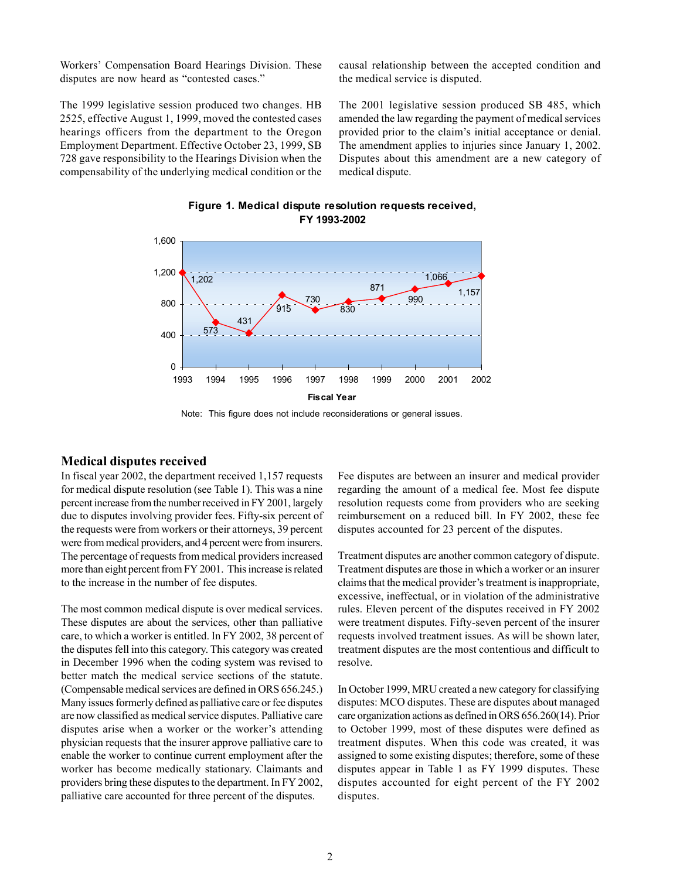Workers' Compensation Board Hearings Division. These disputes are now heard as "contested cases."

The 1999 legislative session produced two changes. HB 2525, effective August 1, 1999, moved the contested cases hearings officers from the department to the Oregon Employment Department. Effective October 23, 1999, SB 728 gave responsibility to the Hearings Division when the compensability of the underlying medical condition or the causal relationship between the accepted condition and the medical service is disputed.

The 2001 legislative session produced SB 485, which amended the law regarding the payment of medical services provided prior to the claim's initial acceptance or denial. The amendment applies to injuries since January 1, 2002. Disputes about this amendment are a new category of medical dispute.

**Figure 1. Medical dispute resolution requests received, FY 1993-2002**

| Fiscal Year | Requests received |
|---|---|
| 1993 | 1,202 |
| 1994 | 573 |
| 1995 | 431 |
| 1996 | 915 |
| 1997 | 730 |
| 1998 | 830 |
| 1999 | 871 |
| 2000 | 990 |
| 2001 | 1,066 |
| 2002 | 1,157 |

Note: This figure does not include reconsiderations or general issues.

## Medical disputes received

In fiscal year 2002, the department received 1,157 requests for medical dispute resolution (see Table 1). This was a nine percent increase from the number received in FY 2001, largely due to disputes involving provider fees. Fifty-six percent of the requests were from workers or their attorneys, 39 percent were from medical providers, and 4 percent were from insurers. The percentage of requests from medical providers increased more than eight percent from FY 2001. This increase is related to the increase in the number of fee disputes.

The most common medical dispute is over medical services. These disputes are about the services, other than palliative care, to which a worker is entitled. In FY 2002, 38 percent of the disputes fell into this category. This category was created in December 1996 when the coding system was revised to better match the medical service sections of the statute. (Compensable medical services are defined in ORS 656.245.) Many issues formerly defined as palliative care or fee disputes are now classified as medical service disputes. Palliative care disputes arise when a worker or the worker's attending physician requests that the insurer approve palliative care to enable the worker to continue current employment after the worker has become medically stationary. Claimants and providers bring these disputes to the department. In FY 2002, palliative care accounted for three percent of the disputes.

Fee disputes are between an insurer and medical provider regarding the amount of a medical fee. Most fee dispute resolution requests come from providers who are seeking reimbursement on a reduced bill. In FY 2002, these fee disputes accounted for 23 percent of the disputes.

Treatment disputes are another common category of dispute. Treatment disputes are those in which a worker or an insurer claims that the medical provider's treatment is inappropriate, excessive, ineffectual, or in violation of the administrative rules. Eleven percent of the disputes received in FY 2002 were treatment disputes. Fifty-seven percent of the insurer requests involved treatment issues. As will be shown later, treatment disputes are the most contentious and difficult to resolve.

In October 1999, MRU created a new category for classifying disputes: MCO disputes. These are disputes about managed care organization actions as defined in ORS 656.260(14). Prior to October 1999, most of these disputes were defined as treatment disputes. When this code was created, it was assigned to some existing disputes; therefore, some of these disputes appear in Table 1 as FY 1999 disputes. These disputes accounted for eight percent of the FY 2002 disputes.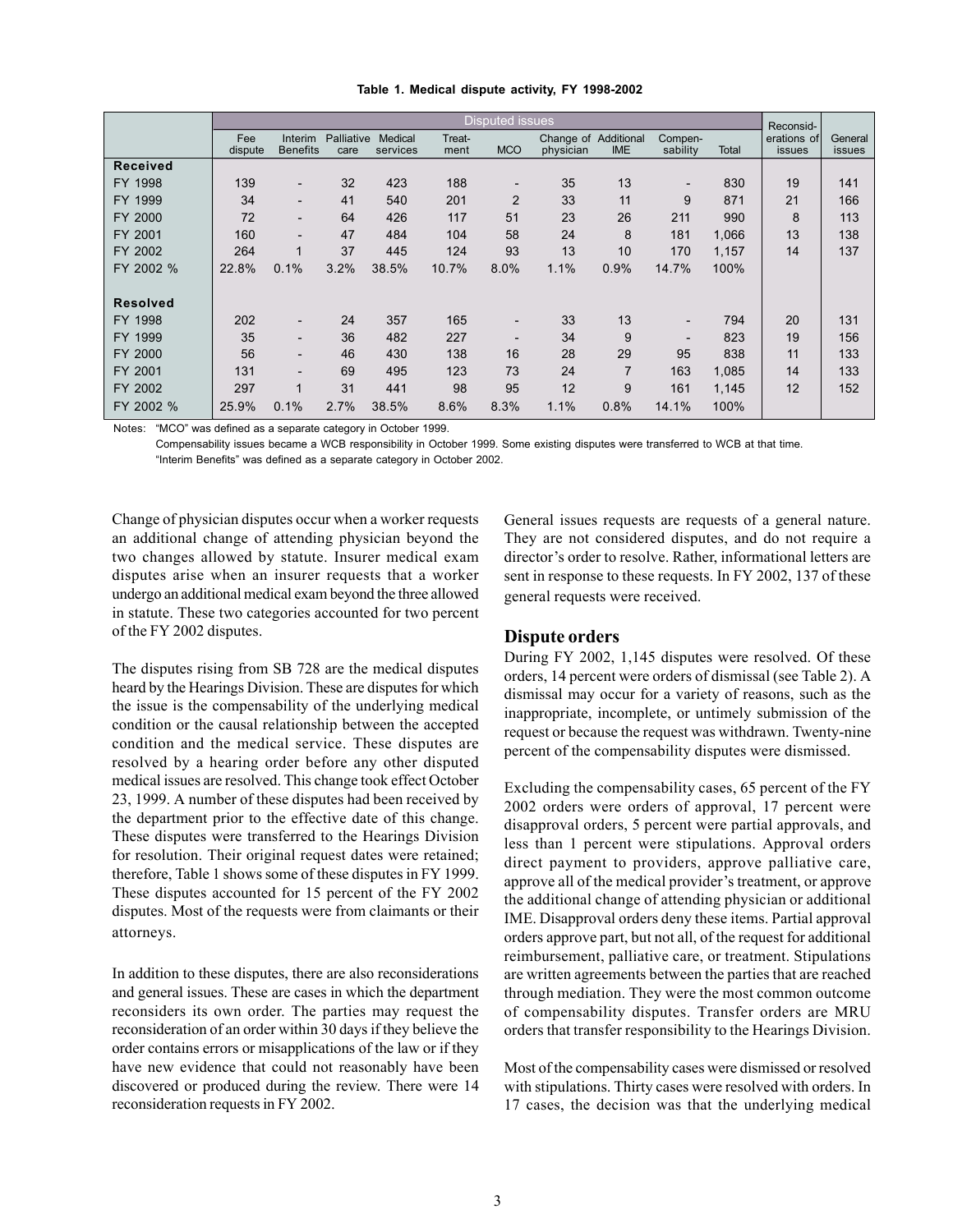**Table 1. Medical dispute activity, FY 1998-2002**

| | Disputed issues | | | | | | | | | | Reconsid-erations of issues | General issues |
|---|---|---|---|---|---|---|---|---|---|---|---|---|
| | Fee dispute | Interim Benefits | Palliative care | Medical services | Treat-ment | MCO | Change of physician | Additional IME | Compen-sability | Total | | |
| **Received** | | | | | | | | | | | | |
| FY 1998 | 139 | - | 32 | 423 | 188 | - | 35 | 13 | - | 830 | 19 | 141 |
| FY 1999 | 34 | - | 41 | 540 | 201 | 2 | 33 | 11 | 9 | 871 | 21 | 166 |
| FY 2000 | 72 | - | 64 | 426 | 117 | 51 | 23 | 26 | 211 | 990 | 8 | 113 |
| FY 2001 | 160 | - | 47 | 484 | 104 | 58 | 24 | 8 | 181 | 1,066 | 13 | 138 |
| FY 2002 | 264 | 1 | 37 | 445 | 124 | 93 | 13 | 10 | 170 | 1,157 | 14 | 137 |
| FY 2002 % | 22.8% | 0.1% | 3.2% | 38.5% | 10.7% | 8.0% | 1.1% | 0.9% | 14.7% | 100% | | |
| **Resolved** | | | | | | | | | | | | |
| FY 1998 | 202 | - | 24 | 357 | 165 | - | 33 | 13 | - | 794 | 20 | 131 |
| FY 1999 | 35 | - | 36 | 482 | 227 | - | 34 | 9 | - | 823 | 19 | 156 |
| FY 2000 | 56 | - | 46 | 430 | 138 | 16 | 28 | 29 | 95 | 838 | 11 | 133 |
| FY 2001 | 131 | - | 69 | 495 | 123 | 73 | 24 | 7 | 163 | 1,085 | 14 | 133 |
| FY 2002 | 297 | 1 | 31 | 441 | 98 | 95 | 12 | 9 | 161 | 1,145 | 12 | 152 |
| FY 2002 % | 25.9% | 0.1% | 2.7% | 38.5% | 8.6% | 8.3% | 1.1% | 0.8% | 14.1% | 100% | | |

Notes: "MCO" was defined as a separate category in October 1999.
Compensability issues became a WCB responsibility in October 1999. Some existing disputes were transferred to WCB at that time.
"Interim Benefits" was defined as a separate category in October 2002.

Change of physician disputes occur when a worker requests an additional change of attending physician beyond the two changes allowed by statute. Insurer medical exam disputes arise when an insurer requests that a worker undergo an additional medical exam beyond the three allowed in statute. These two categories accounted for two percent of the FY 2002 disputes.

The disputes rising from SB 728 are the medical disputes heard by the Hearings Division. These are disputes for which the issue is the compensability of the underlying medical condition or the causal relationship between the accepted condition and the medical service. These disputes are resolved by a hearing order before any other disputed medical issues are resolved. This change took effect October 23, 1999. A number of these disputes had been received by the department prior to the effective date of this change. These disputes were transferred to the Hearings Division for resolution. Their original request dates were retained; therefore, Table 1 shows some of these disputes in FY 1999. These disputes accounted for 15 percent of the FY 2002 disputes. Most of the requests were from claimants or their attorneys.

In addition to these disputes, there are also reconsiderations and general issues. These are cases in which the department reconsiders its own order. The parties may request the reconsideration of an order within 30 days if they believe the order contains errors or misapplications of the law or if they have new evidence that could not reasonably have been discovered or produced during the review. There were 14 reconsideration requests in FY 2002.

General issues requests are requests of a general nature. They are not considered disputes, and do not require a director's order to resolve. Rather, informational letters are sent in response to these requests. In FY 2002, 137 of these general requests were received.

## Dispute orders

During FY 2002, 1,145 disputes were resolved. Of these orders, 14 percent were orders of dismissal (see Table 2). A dismissal may occur for a variety of reasons, such as the inappropriate, incomplete, or untimely submission of the request or because the request was withdrawn. Twenty-nine percent of the compensability disputes were dismissed.

Excluding the compensability cases, 65 percent of the FY 2002 orders were orders of approval, 17 percent were disapproval orders, 5 percent were partial approvals, and less than 1 percent were stipulations. Approval orders direct payment to providers, approve palliative care, approve all of the medical provider's treatment, or approve the additional change of attending physician or additional IME. Disapproval orders deny these items. Partial approval orders approve part, but not all, of the request for additional reimbursement, palliative care, or treatment. Stipulations are written agreements between the parties that are reached through mediation. They were the most common outcome of compensability disputes. Transfer orders are MRU orders that transfer responsibility to the Hearings Division.

Most of the compensability cases were dismissed or resolved with stipulations. Thirty cases were resolved with orders. In 17 cases, the decision was that the underlying medical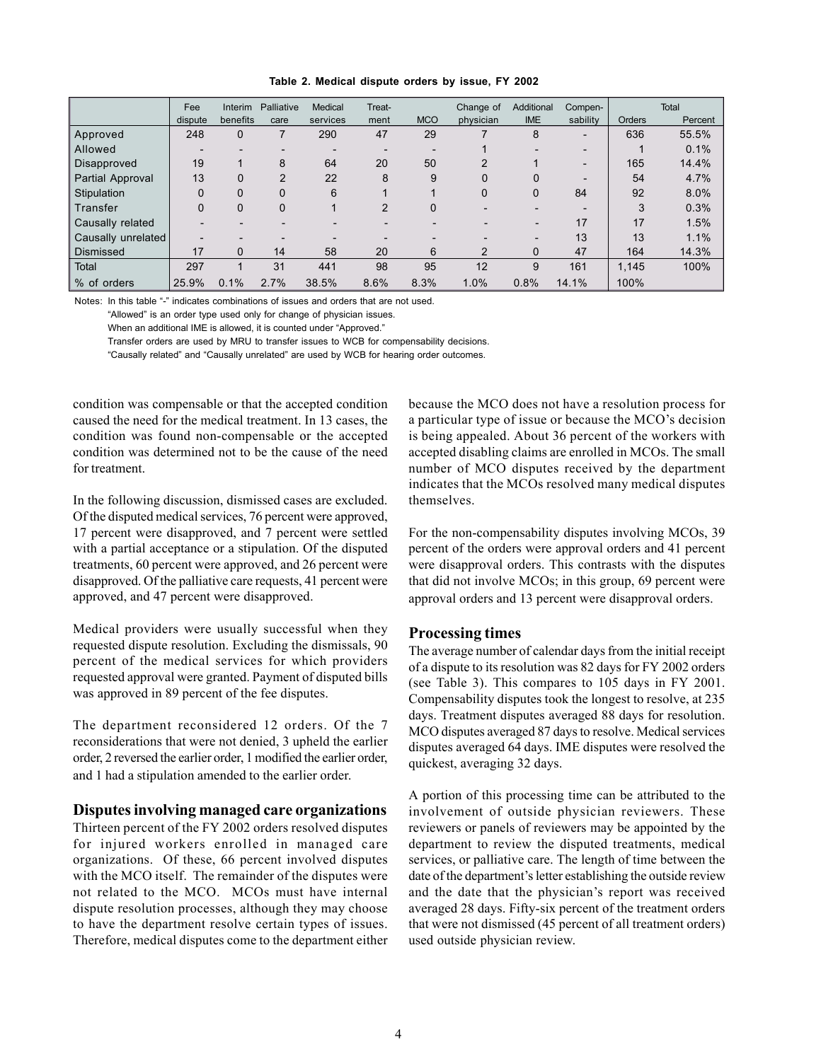**Table 2. Medical dispute orders by issue, FY 2002**

| | Fee dispute | Interim benefits | Palliative care | Medical services | Treat-ment | MCO | Change of physician | Additional IME | Compen-sability | Total | |
|---|---|---|---|---|---|---|---|---|---|---|---|
| | | | | | | | | | | Orders | Percent |
| Approved | 248 | 0 | 7 | 290 | 47 | 29 | 7 | 8 | - | 636 | 55.5% |
| Allowed | - | - | - | - | - | - | 1 | - | - | 1 | 0.1% |
| Disapproved | 19 | 1 | 8 | 64 | 20 | 50 | 2 | 1 | - | 165 | 14.4% |
| Partial Approval | 13 | 0 | 2 | 22 | 8 | 9 | 0 | 0 | - | 54 | 4.7% |
| Stipulation | 0 | 0 | 0 | 6 | 1 | 1 | 0 | 0 | 84 | 92 | 8.0% |
| Transfer | 0 | 0 | 0 | 1 | 2 | 0 | - | - | - | 3 | 0.3% |
| Causally related | - | - | - | - | - | - | - | - | 17 | 17 | 1.5% |
| Causally unrelated | - | - | - | - | - | - | - | - | 13 | 13 | 1.1% |
| Dismissed | 17 | 0 | 14 | 58 | 20 | 6 | 2 | 0 | 47 | 164 | 14.3% |
| Total | 297 | 1 | 31 | 441 | 98 | 95 | 12 | 9 | 161 | 1,145 | 100% |
| % of orders | 25.9% | 0.1% | 2.7% | 38.5% | 8.6% | 8.3% | 1.0% | 0.8% | 14.1% | 100% | |

Notes: In this table "-" indicates combinations of issues and orders that are not used.
"Allowed" is an order type used only for change of physician issues.
When an additional IME is allowed, it is counted under "Approved."
Transfer orders are used by MRU to transfer issues to WCB for compensability decisions.
"Causally related" and "Causally unrelated" are used by WCB for hearing order outcomes.

condition was compensable or that the accepted condition caused the need for the medical treatment. In 13 cases, the condition was found non-compensable or the accepted condition was determined not to be the cause of the need for treatment.

In the following discussion, dismissed cases are excluded. Of the disputed medical services, 76 percent were approved, 17 percent were disapproved, and 7 percent were settled with a partial acceptance or a stipulation. Of the disputed treatments, 60 percent were approved, and 26 percent were disapproved. Of the palliative care requests, 41 percent were approved, and 47 percent were disapproved.

Medical providers were usually successful when they requested dispute resolution. Excluding the dismissals, 90 percent of the medical services for which providers requested approval were granted. Payment of disputed bills was approved in 89 percent of the fee disputes.

The department reconsidered 12 orders. Of the 7 reconsiderations that were not denied, 3 upheld the earlier order, 2 reversed the earlier order, 1 modified the earlier order, and 1 had a stipulation amended to the earlier order.

## Disputes involving managed care organizations

Thirteen percent of the FY 2002 orders resolved disputes for injured workers enrolled in managed care organizations. Of these, 66 percent involved disputes with the MCO itself. The remainder of the disputes were not related to the MCO. MCOs must have internal dispute resolution processes, although they may choose to have the department resolve certain types of issues. Therefore, medical disputes come to the department either because the MCO does not have a resolution process for a particular type of issue or because the MCO's decision is being appealed. About 36 percent of the workers with accepted disabling claims are enrolled in MCOs. The small number of MCO disputes received by the department indicates that the MCOs resolved many medical disputes themselves.

For the non-compensability disputes involving MCOs, 39 percent of the orders were approval orders and 41 percent were disapproval orders. This contrasts with the disputes that did not involve MCOs; in this group, 69 percent were approval orders and 13 percent were disapproval orders.

## Processing times

The average number of calendar days from the initial receipt of a dispute to its resolution was 82 days for FY 2002 orders (see Table 3). This compares to 105 days in FY 2001. Compensability disputes took the longest to resolve, at 235 days. Treatment disputes averaged 88 days for resolution. MCO disputes averaged 87 days to resolve. Medical services disputes averaged 64 days. IME disputes were resolved the quickest, averaging 32 days.

A portion of this processing time can be attributed to the involvement of outside physician reviewers. These reviewers or panels of reviewers may be appointed by the department to review the disputed treatments, medical services, or palliative care. The length of time between the date of the department's letter establishing the outside review and the date that the physician's report was received averaged 28 days. Fifty-six percent of the treatment orders that were not dismissed (45 percent of all treatment orders) used outside physician review.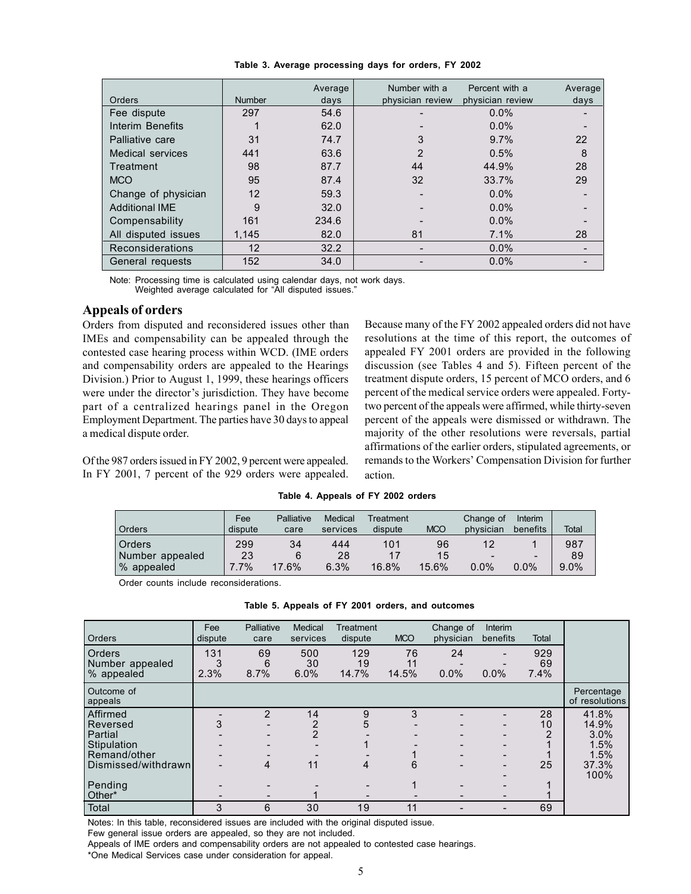**Table 3. Average processing days for orders, FY 2002**

| Orders | Number | Average days | Number with a physician review | Percent with a physician review | Average days |
|---|---|---|---|---|---|
| Fee dispute | 297 | 54.6 | - | 0.0% | - |
| Interim Benefits | 1 | 62.0 | - | 0.0% | - |
| Palliative care | 31 | 74.7 | 3 | 9.7% | 22 |
| Medical services | 441 | 63.6 | 2 | 0.5% | 8 |
| Treatment | 98 | 87.7 | 44 | 44.9% | 28 |
| MCO | 95 | 87.4 | 32 | 33.7% | 29 |
| Change of physician | 12 | 59.3 | - | 0.0% | - |
| Additional IME | 9 | 32.0 | - | 0.0% | - |
| Compensability | 161 | 234.6 | - | 0.0% | - |
| All disputed issues | 1,145 | 82.0 | 81 | 7.1% | 28 |
| Reconsiderations | 12 | 32.2 | - | 0.0% | - |
| General requests | 152 | 34.0 | - | 0.0% | - |

Note: Processing time is calculated using calendar days, not work days.
Weighted average calculated for "All disputed issues."

## Appeals of orders

Orders from disputed and reconsidered issues other than IMEs and compensability can be appealed through the contested case hearing process within WCD. (IME orders and compensability orders are appealed to the Hearings Division.) Prior to August 1, 1999, these hearings officers were under the director's jurisdiction. They have become part of a centralized hearings panel in the Oregon Employment Department. The parties have 30 days to appeal a medical dispute order.

Of the 987 orders issued in FY 2002, 9 percent were appealed. In FY 2001, 7 percent of the 929 orders were appealed. Because many of the FY 2002 appealed orders did not have resolutions at the time of this report, the outcomes of appealed FY 2001 orders are provided in the following discussion (see Tables 4 and 5). Fifteen percent of the treatment dispute orders, 15 percent of MCO orders, and 6 percent of the medical service orders were appealed. Forty-two percent of the appeals were affirmed, while thirty-seven percent of the appeals were dismissed or withdrawn. The majority of the other resolutions were reversals, partial affirmations of the earlier orders, stipulated agreements, or remands to the Workers' Compensation Division for further action.

**Table 4. Appeals of FY 2002 orders**

| Orders | Fee dispute | Palliative care | Medical services | Treatment dispute | MCO | Change of physician | Interim benefits | Total |
|---|---|---|---|---|---|---|---|---|
| Orders | 299 | 34 | 444 | 101 | 96 | 12 | 1 | 987 |
| Number appealed | 23 | 6 | 28 | 17 | 15 | - | - | 89 |
| % appealed | 7.7% | 17.6% | 6.3% | 16.8% | 15.6% | 0.0% | 0.0% | 9.0% |

Order counts include reconsiderations.

**Table 5. Appeals of FY 2001 orders, and outcomes**

| Orders | Fee dispute | Palliative care | Medical services | Treatment dispute | MCO | Change of physician | Interim benefits | Total | |
|---|---|---|---|---|---|---|---|---|---|
| Orders | 131 | 69 | 500 | 129 | 76 | 24 | - | 929 | |
| Number appealed | 3 | 6 | 30 | 19 | 11 | - | - | 69 | |
| % appealed | 2.3% | 8.7% | 6.0% | 14.7% | 14.5% | 0.0% | 0.0% | 7.4% | |
| Outcome of appeals | | | | | | | | | Percentage of resolutions |
| Affirmed | - | 2 | 14 | 9 | 3 | - | - | 28 | 41.8% |
| Reversed | 3 | - | 2 | 5 | - | - | - | 10 | 14.9% |
| Partial | - | - | 2 | - | - | - | - | 2 | 3.0% |
| Stipulation | - | - | - | 1 | - | - | - | 1 | 1.5% |
| Remand/other | - | - | - | - | 1 | - | - | 1 | 1.5% |
| Dismissed/withdrawn | - | 4 | 11 | 4 | 6 | - | - | 25 | 37.3% |
| | | | | | | | - | | 100% |
| Pending | - | - | - | - | 1 | - | - | 1 | |
| Other* | - | - | 1 | - | - | - | - | 1 | |
| Total | 3 | 6 | 30 | 19 | 11 | - | - | 69 | |

Notes: In this table, reconsidered issues are included with the original disputed issue.

Few general issue orders are appealed, so they are not included.

Appeals of IME orders and compensability orders are not appealed to contested case hearings.

*One Medical Services case under consideration for appeal.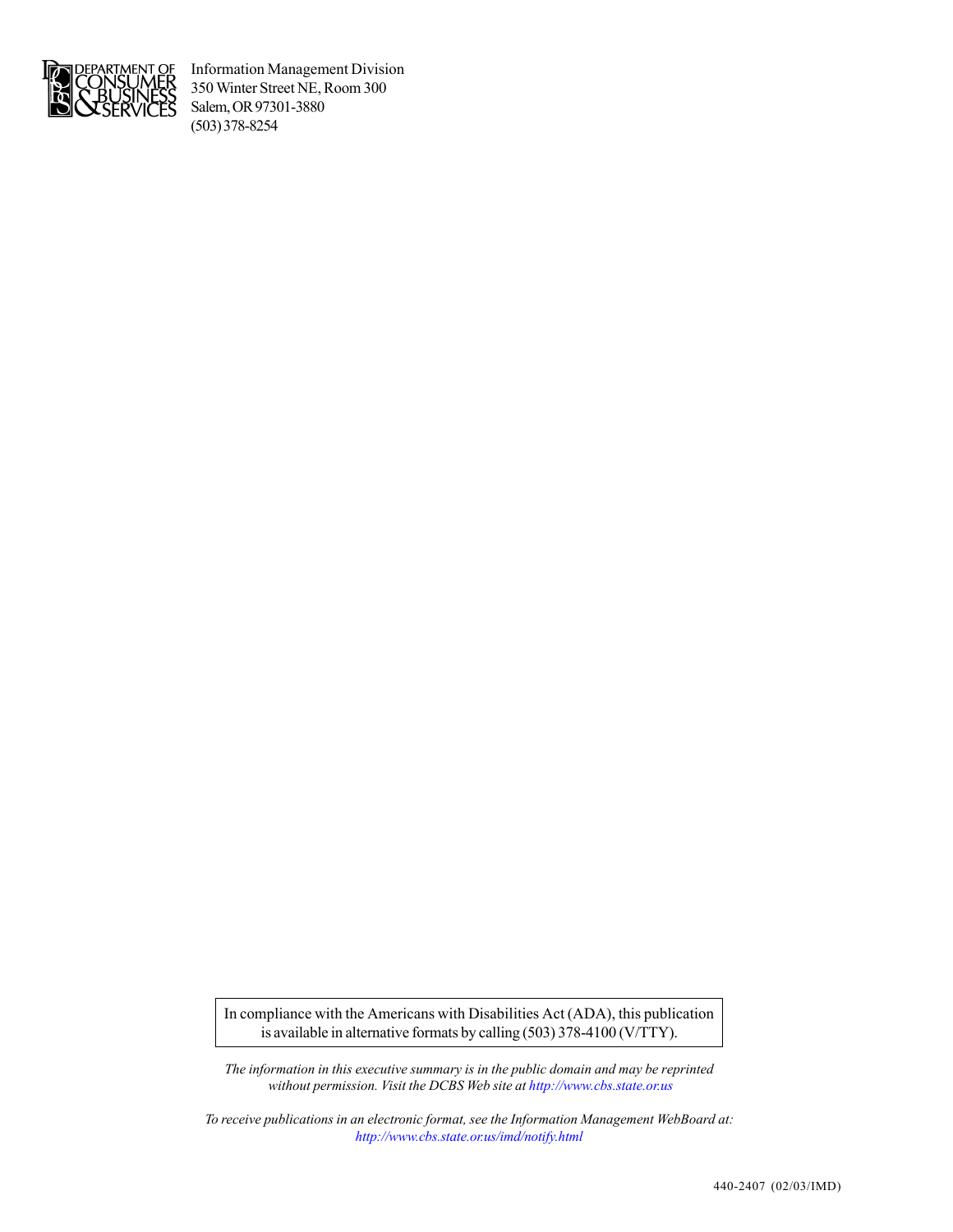DEPARTMENT OF CONSUMER & BUSINESS SERVICES

Information Management Division
350 Winter Street NE, Room 300
Salem, OR 97301-3880
(503) 378-8254

In compliance with the Americans with Disabilities Act (ADA), this publication is available in alternative formats by calling (503) 378-4100 (V/TTY).

*The information in this executive summary is in the public domain and may be reprinted without permission. Visit the DCBS Web site at http://www.cbs.state.or.us*

*To receive publications in an electronic format, see the Information Management WebBoard at: http://www.cbs.state.or.us/imd/notify.html*

440-2407 (02/03/IMD)